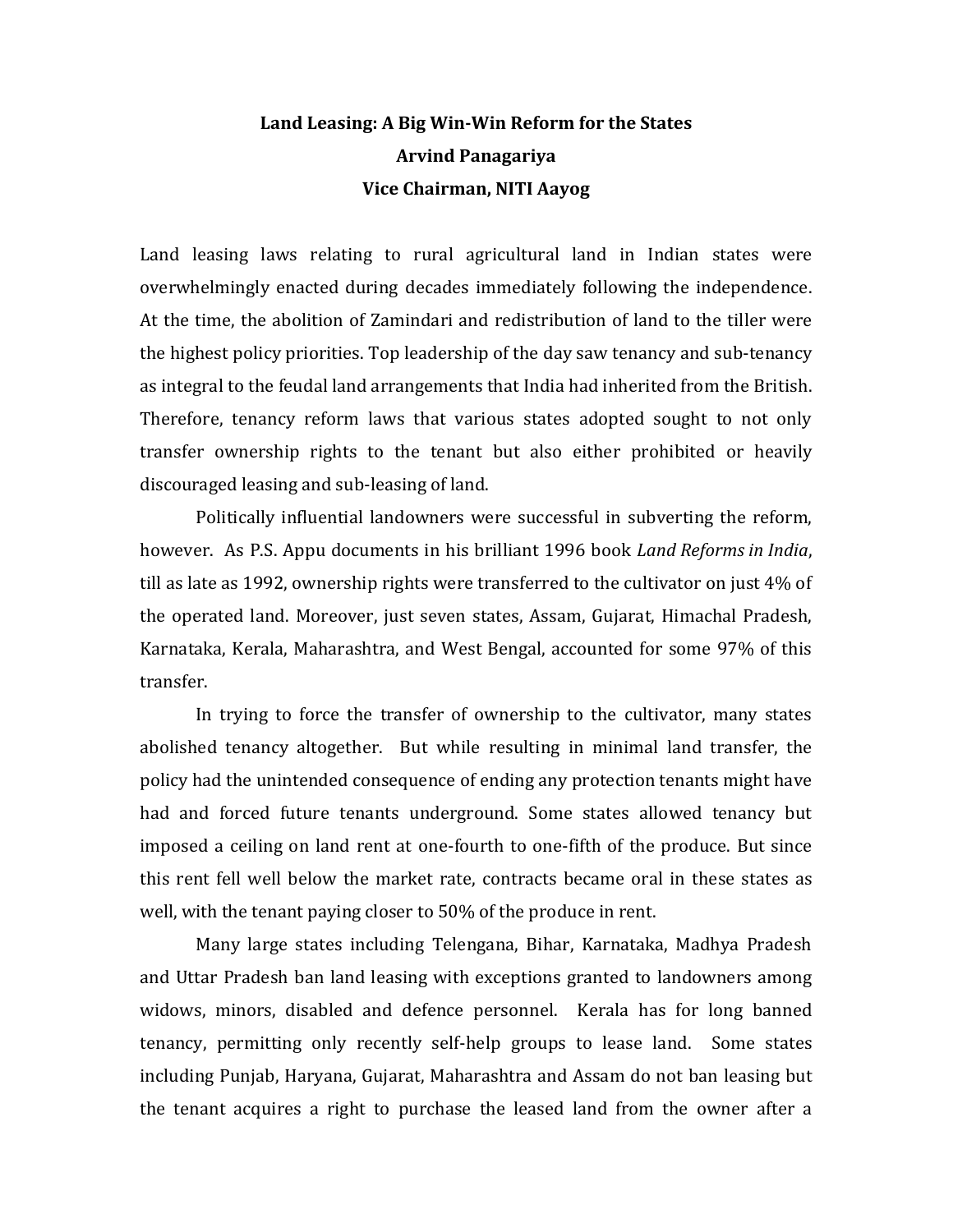# Land Leasing: A Big Win-Win Reform for the States

**Arvind Panagariya**

**Vice Chairman, NITI Aayog**

Land leasing laws relating to rural agricultural land in Indian states were overwhelmingly enacted during decades immediately following the independence. At the time, the abolition of Zamindari and redistribution of land to the tiller were the highest policy priorities. Top leadership of the day saw tenancy and sub-tenancy as integral to the feudal land arrangements that India had inherited from the British. Therefore, tenancy reform laws that various states adopted sought to not only transfer ownership rights to the tenant but also either prohibited or heavily discouraged leasing and sub-leasing of land.

Politically influential landowners were successful in subverting the reform, however. As P.S. Appu documents in his brilliant 1996 book *Land Reforms in India*, till as late as 1992, ownership rights were transferred to the cultivator on just 4% of the operated land. Moreover, just seven states, Assam, Gujarat, Himachal Pradesh, Karnataka, Kerala, Maharashtra, and West Bengal, accounted for some 97% of this transfer.

In trying to force the transfer of ownership to the cultivator, many states abolished tenancy altogether. But while resulting in minimal land transfer, the policy had the unintended consequence of ending any protection tenants might have had and forced future tenants underground. Some states allowed tenancy but imposed a ceiling on land rent at one-fourth to one-fifth of the produce. But since this rent fell well below the market rate, contracts became oral in these states as well, with the tenant paying closer to 50% of the produce in rent.

Many large states including Telengana, Bihar, Karnataka, Madhya Pradesh and Uttar Pradesh ban land leasing with exceptions granted to landowners among widows, minors, disabled and defence personnel. Kerala has for long banned tenancy, permitting only recently self-help groups to lease land. Some states including Punjab, Haryana, Gujarat, Maharashtra and Assam do not ban leasing but the tenant acquires a right to purchase the leased land from the owner after a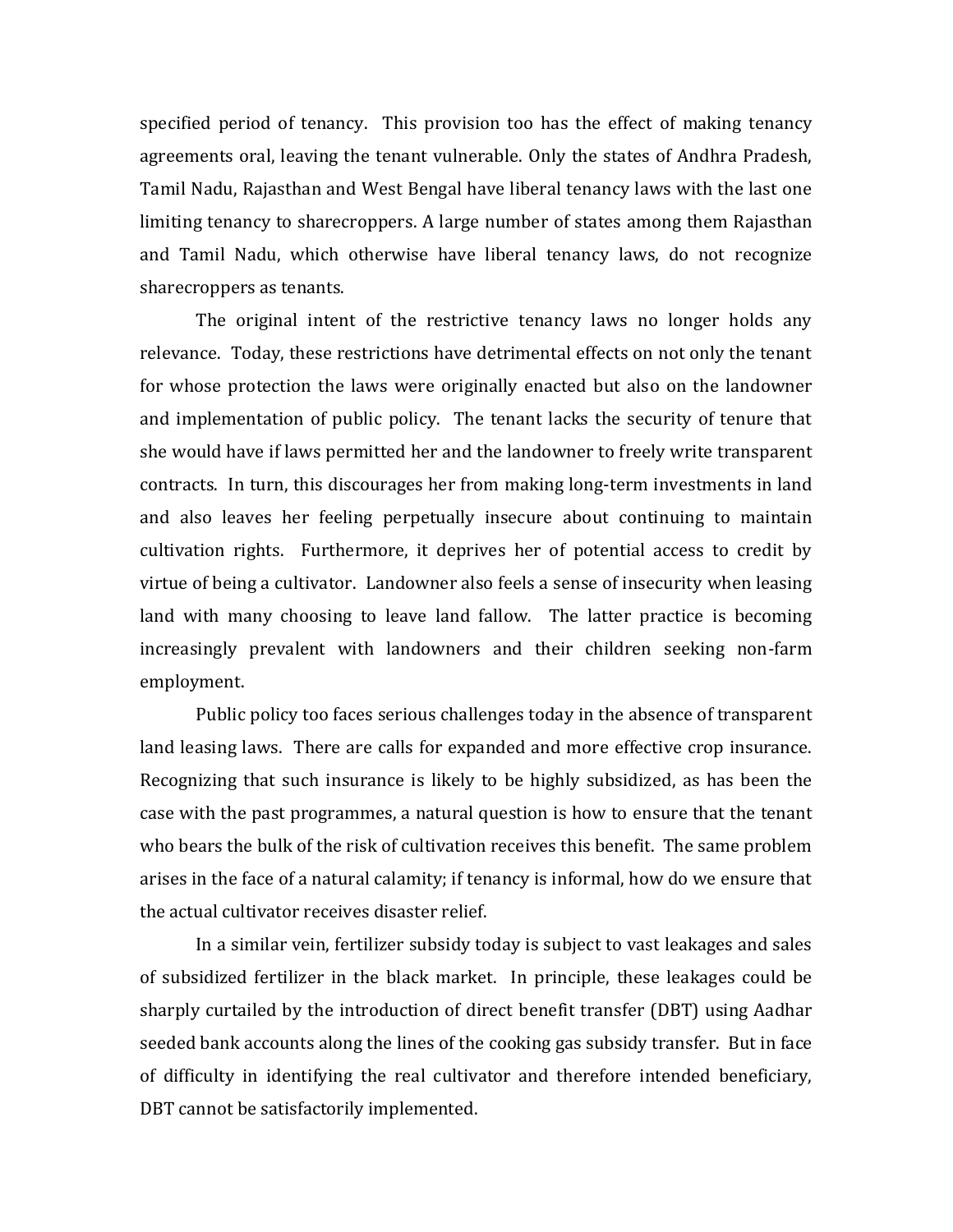specified period of tenancy. This provision too has the effect of making tenancy agreements oral, leaving the tenant vulnerable. Only the states of Andhra Pradesh, Tamil Nadu, Rajasthan and West Bengal have liberal tenancy laws with the last one limiting tenancy to sharecroppers. A large number of states among them Rajasthan and Tamil Nadu, which otherwise have liberal tenancy laws, do not recognize sharecroppers as tenants.

The original intent of the restrictive tenancy laws no longer holds any relevance. Today, these restrictions have detrimental effects on not only the tenant for whose protection the laws were originally enacted but also on the landowner and implementation of public policy. The tenant lacks the security of tenure that she would have if laws permitted her and the landowner to freely write transparent contracts. In turn, this discourages her from making long-term investments in land and also leaves her feeling perpetually insecure about continuing to maintain cultivation rights. Furthermore, it deprives her of potential access to credit by virtue of being a cultivator. Landowner also feels a sense of insecurity when leasing land with many choosing to leave land fallow. The latter practice is becoming increasingly prevalent with landowners and their children seeking non-farm employment.

Public policy too faces serious challenges today in the absence of transparent land leasing laws. There are calls for expanded and more effective crop insurance. Recognizing that such insurance is likely to be highly subsidized, as has been the case with the past programmes, a natural question is how to ensure that the tenant who bears the bulk of the risk of cultivation receives this benefit. The same problem arises in the face of a natural calamity; if tenancy is informal, how do we ensure that the actual cultivator receives disaster relief.

In a similar vein, fertilizer subsidy today is subject to vast leakages and sales of subsidized fertilizer in the black market. In principle, these leakages could be sharply curtailed by the introduction of direct benefit transfer (DBT) using Aadhar seeded bank accounts along the lines of the cooking gas subsidy transfer. But in face of difficulty in identifying the real cultivator and therefore intended beneficiary, DBT cannot be satisfactorily implemented.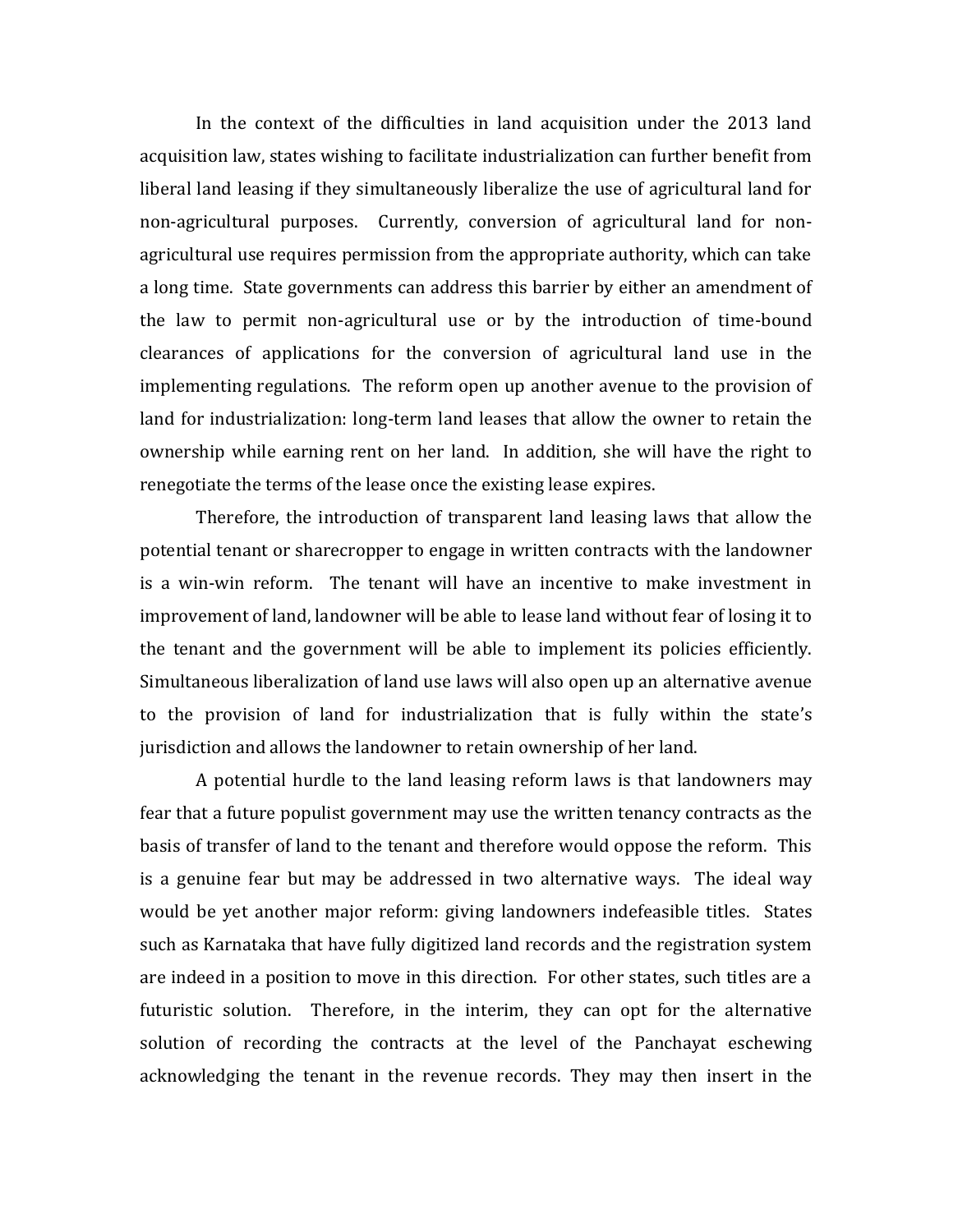In the context of the difficulties in land acquisition under the 2013 land acquisition law, states wishing to facilitate industrialization can further benefit from liberal land leasing if they simultaneously liberalize the use of agricultural land for non-agricultural purposes. Currently, conversion of agricultural land for non-agricultural use requires permission from the appropriate authority, which can take a long time. State governments can address this barrier by either an amendment of the law to permit non-agricultural use or by the introduction of time-bound clearances of applications for the conversion of agricultural land use in the implementing regulations. The reform open up another avenue to the provision of land for industrialization: long-term land leases that allow the owner to retain the ownership while earning rent on her land. In addition, she will have the right to renegotiate the terms of the lease once the existing lease expires.

Therefore, the introduction of transparent land leasing laws that allow the potential tenant or sharecropper to engage in written contracts with the landowner is a win-win reform. The tenant will have an incentive to make investment in improvement of land, landowner will be able to lease land without fear of losing it to the tenant and the government will be able to implement its policies efficiently. Simultaneous liberalization of land use laws will also open up an alternative avenue to the provision of land for industrialization that is fully within the state's jurisdiction and allows the landowner to retain ownership of her land.

A potential hurdle to the land leasing reform laws is that landowners may fear that a future populist government may use the written tenancy contracts as the basis of transfer of land to the tenant and therefore would oppose the reform. This is a genuine fear but may be addressed in two alternative ways. The ideal way would be yet another major reform: giving landowners indefeasible titles. States such as Karnataka that have fully digitized land records and the registration system are indeed in a position to move in this direction. For other states, such titles are a futuristic solution. Therefore, in the interim, they can opt for the alternative solution of recording the contracts at the level of the Panchayat eschewing acknowledging the tenant in the revenue records. They may then insert in the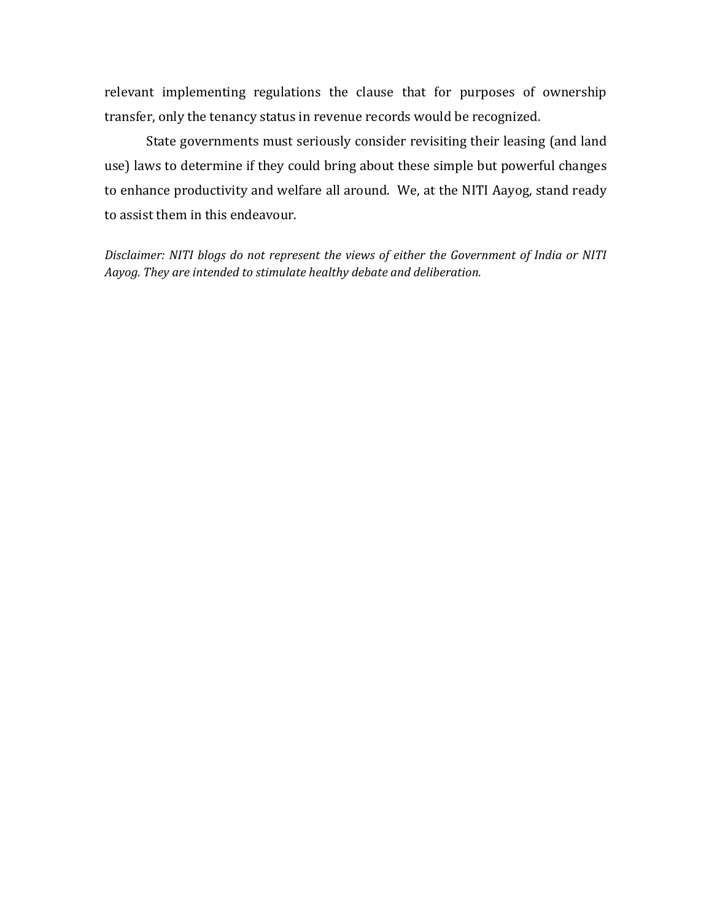relevant implementing regulations the clause that for purposes of ownership transfer, only the tenancy status in revenue records would be recognized.

State governments must seriously consider revisiting their leasing (and land use) laws to determine if they could bring about these simple but powerful changes to enhance productivity and welfare all around. We, at the NITI Aayog, stand ready to assist them in this endeavour.

*Disclaimer: NITI blogs do not represent the views of either the Government of India or NITI Aayog. They are intended to stimulate healthy debate and deliberation.*